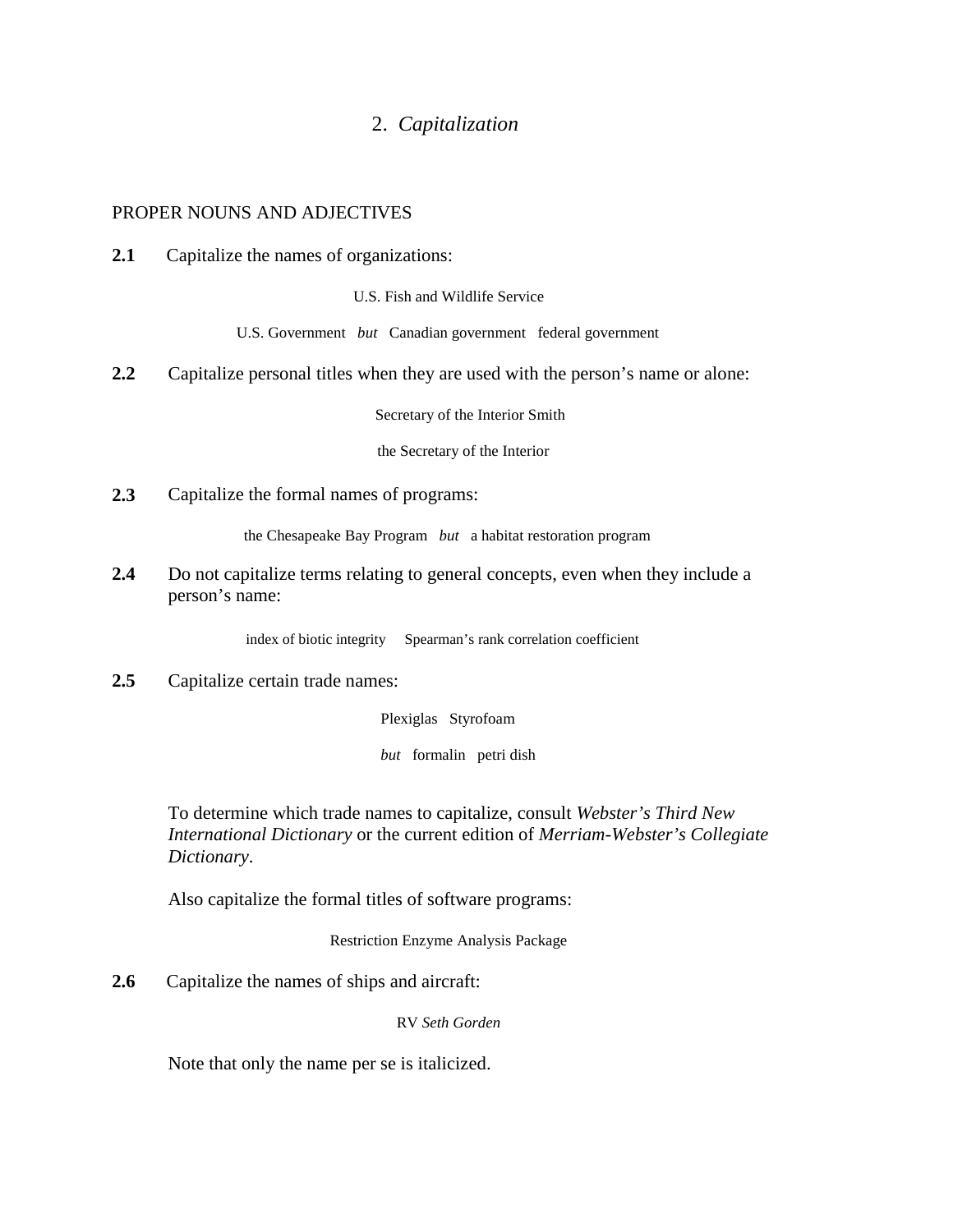# 2. *Capitalization*

## PROPER NOUNS AND ADJECTIVES

**2.1** Capitalize the names of organizations:

U.S. Fish and Wildlife Service

U.S. Government *but* Canadian government federal government

**2.2** Capitalize personal titles when they are used with the person's name or alone:

Secretary of the Interior Smith

the Secretary of the Interior

**2.3** Capitalize the formal names of programs:

the Chesapeake Bay Program *but* a habitat restoration program

**2.4** Do not capitalize terms relating to general concepts, even when they include a person's name:

index of biotic integrity Spearman's rank correlation coefficient

**2.5** Capitalize certain trade names:

Plexiglas Styrofoam

*but* formalin petri dish

To determine which trade names to capitalize, consult *Webster's Third New International Dictionary* or the current edition of *Merriam-Webster's Collegiate Dictionary*.

Also capitalize the formal titles of software programs:

Restriction Enzyme Analysis Package

**2.6** Capitalize the names of ships and aircraft:

RV *Seth Gorden*

Note that only the name per se is italicized.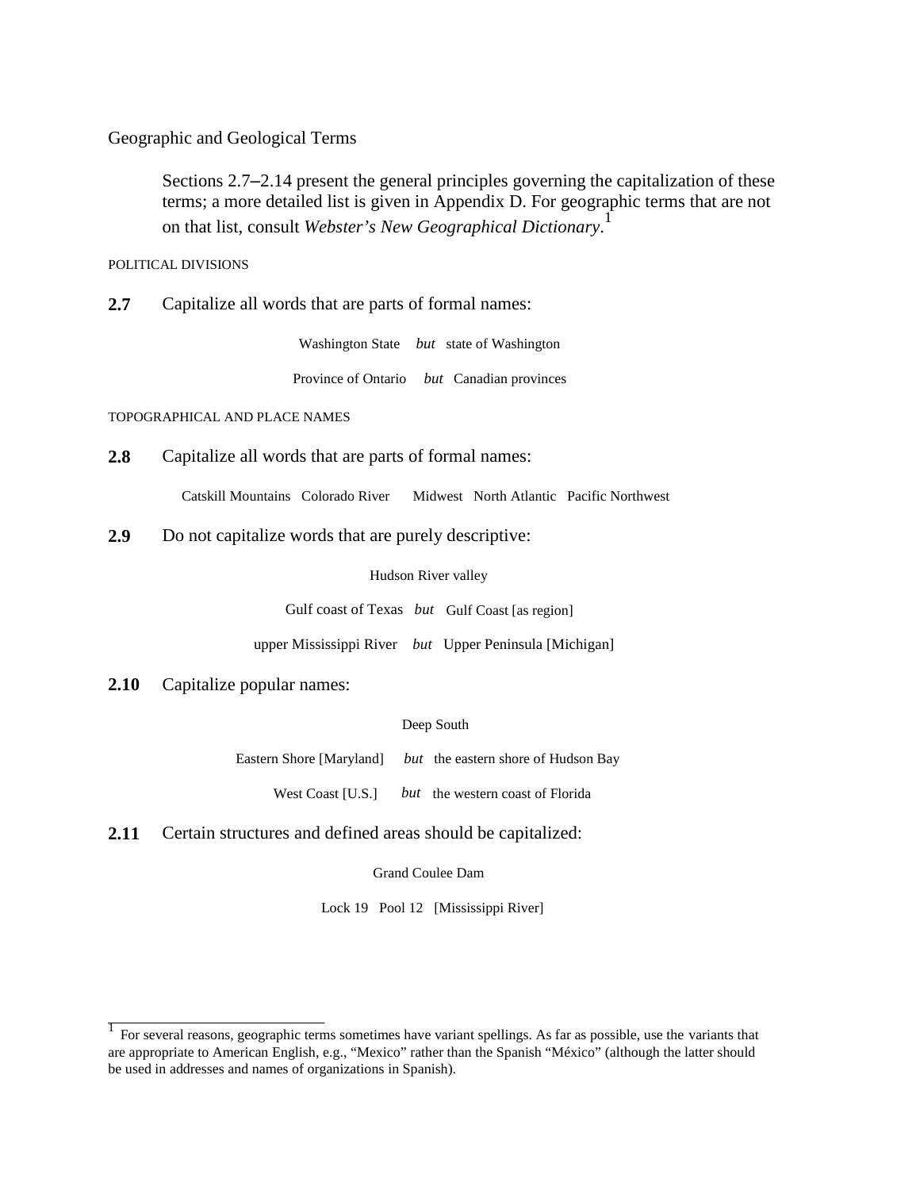## Geographic and Geological Terms

> Sections 2.7–2.14 present the general principles governing the capitalization of these terms; a more detailed list is given in Appendix D. For geographic terms that are not on that list, consult *Webster's New Geographical Dictionary*.[1]

### POLITICAL DIVISIONS

**2.7** Capitalize all words that are parts of formal names:

Washington State *but* state of Washington

Province of Ontario *but* Canadian provinces

### TOPOGRAPHICAL AND PLACE NAMES

**2.8** Capitalize all words that are parts of formal names:

Catskill Mountains Colorado River Midwest North Atlantic Pacific Northwest

**2.9** Do not capitalize words that are purely descriptive:

Hudson River valley

Gulf coast of Texas *but* Gulf Coast [as region]

upper Mississippi River *but* Upper Peninsula [Michigan]

**2.10** Capitalize popular names:

Deep South

Eastern Shore [Maryland] *but* the eastern shore of Hudson Bay

West Coast [U.S.] *but* the western coast of Florida

**2.11** Certain structures and defined areas should be capitalized:

Grand Coulee Dam

Lock 19 Pool 12 [Mississippi River]

---

[1] For several reasons, geographic terms sometimes have variant spellings. As far as possible, use the variants that are appropriate to American English, e.g., "Mexico" rather than the Spanish "México" (although the latter should be used in addresses and names of organizations in Spanish).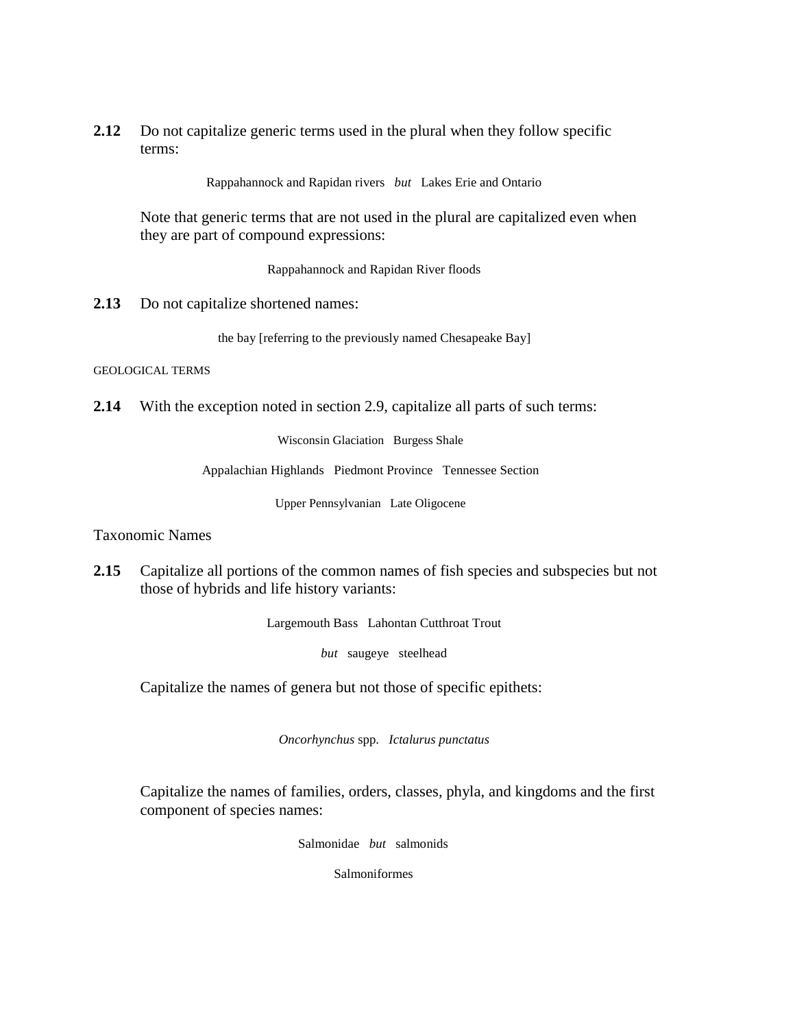**2.12** Do not capitalize generic terms used in the plural when they follow specific terms:

Rappahannock and Rapidan rivers *but* Lakes Erie and Ontario

Note that generic terms that are not used in the plural are capitalized even when they are part of compound expressions:

Rappahannock and Rapidan River floods

**2.13** Do not capitalize shortened names:

the bay [referring to the previously named Chesapeake Bay]

GEOLOGICAL TERMS

**2.14** With the exception noted in section 2.9, capitalize all parts of such terms:

Wisconsin Glaciation Burgess Shale

Appalachian Highlands Piedmont Province Tennessee Section

Upper Pennsylvanian Late Oligocene

## Taxonomic Names

**2.15** Capitalize all portions of the common names of fish species and subspecies but not those of hybrids and life history variants:

Largemouth Bass Lahontan Cutthroat Trout

*but* saugeye steelhead

Capitalize the names of genera but not those of specific epithets:

*Oncorhynchus* spp. *Ictalurus punctatus*

Capitalize the names of families, orders, classes, phyla, and kingdoms and the first component of species names:

Salmonidae *but* salmonids

Salmoniformes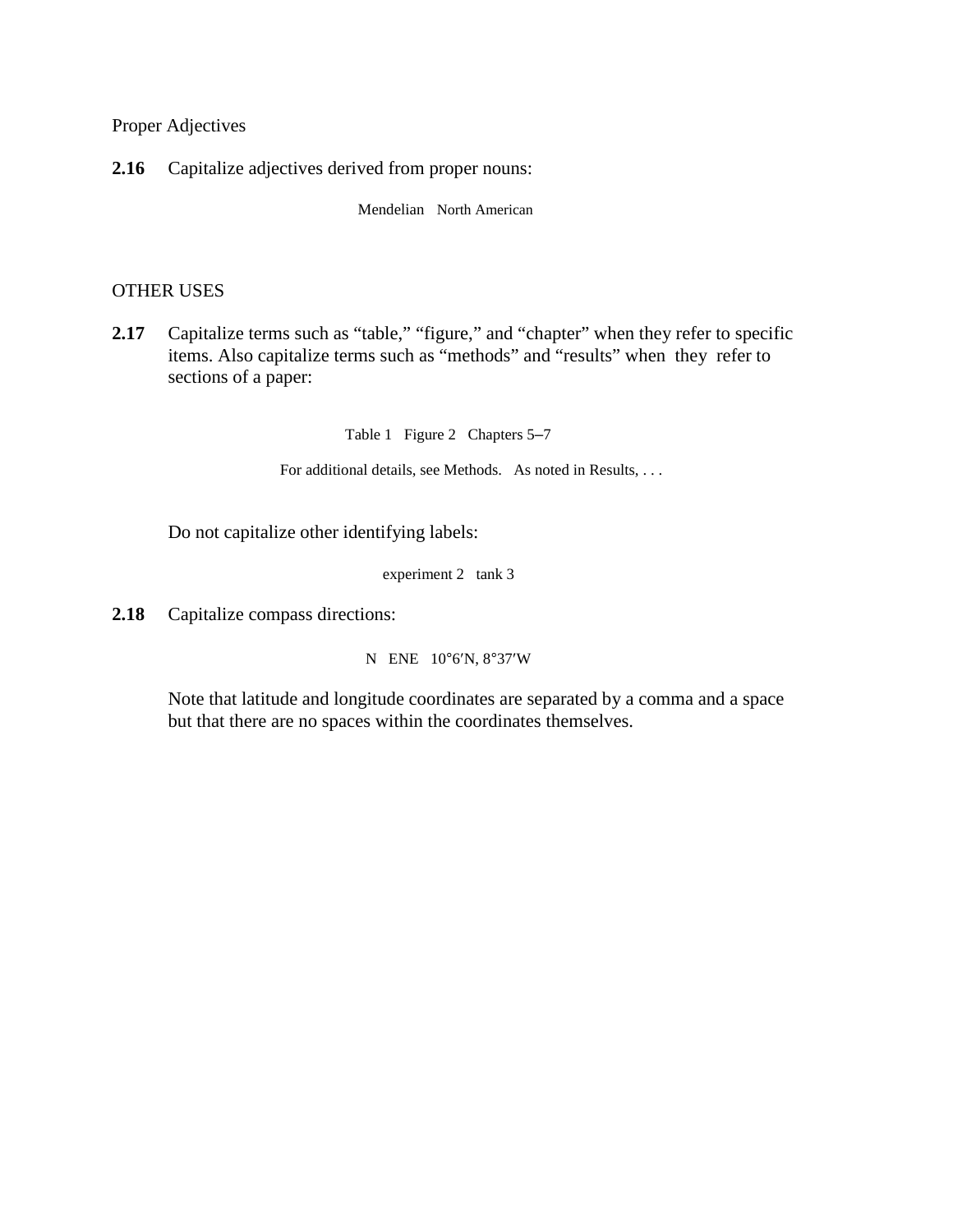### Proper Adjectives

**2.16** Capitalize adjectives derived from proper nouns:

Mendelian   North American

## OTHER USES

**2.17** Capitalize terms such as “table,” “figure,” and “chapter” when they refer to specific items. Also capitalize terms such as “methods” and “results” when they refer to sections of a paper:

Table 1   Figure 2   Chapters 5–7

For additional details, see Methods.   As noted in Results, . . .

Do not capitalize other identifying labels:

experiment 2   tank 3

**2.18** Capitalize compass directions:

N   ENE   10°6′N, 8°37′W

Note that latitude and longitude coordinates are separated by a comma and a space but that there are no spaces within the coordinates themselves.